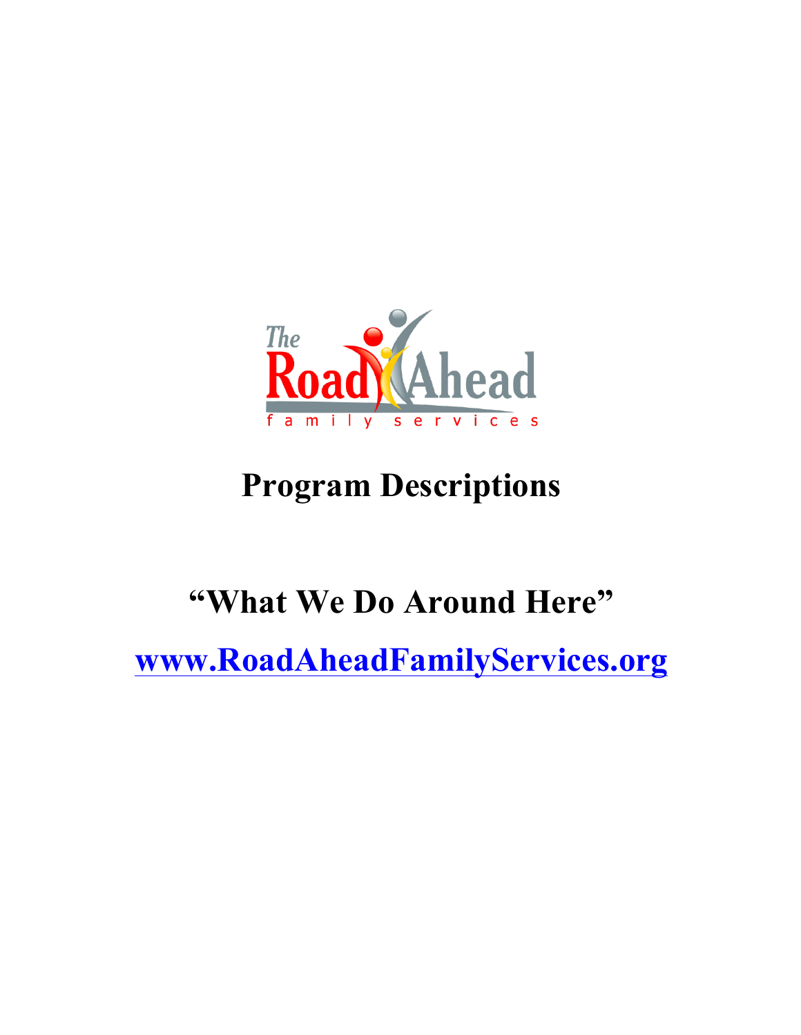The Road Ahead

family services

# Program Descriptions

## "What We Do Around Here"

[www.RoadAheadFamilyServices.org](http://www.RoadAheadFamilyServices.org)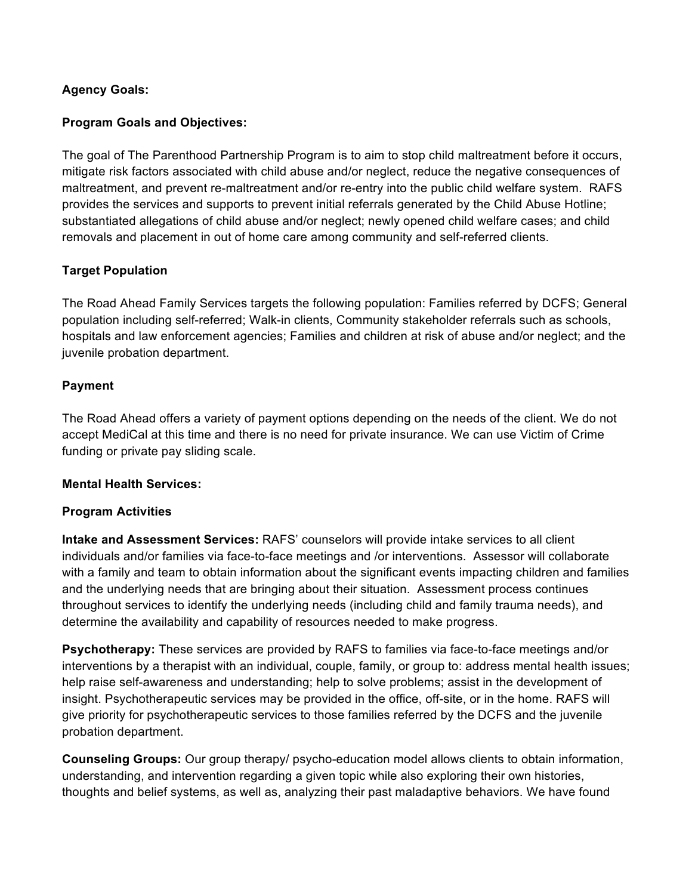**Agency Goals:**

**Program Goals and Objectives:**

The goal of The Parenthood Partnership Program is to aim to stop child maltreatment before it occurs, mitigate risk factors associated with child abuse and/or neglect, reduce the negative consequences of maltreatment, and prevent re-maltreatment and/or re-entry into the public child welfare system. RAFS provides the services and supports to prevent initial referrals generated by the Child Abuse Hotline; substantiated allegations of child abuse and/or neglect; newly opened child welfare cases; and child removals and placement in out of home care among community and self-referred clients.

**Target Population**

The Road Ahead Family Services targets the following population: Families referred by DCFS; General population including self-referred; Walk-in clients, Community stakeholder referrals such as schools, hospitals and law enforcement agencies; Families and children at risk of abuse and/or neglect; and the juvenile probation department.

**Payment**

The Road Ahead offers a variety of payment options depending on the needs of the client. We do not accept MediCal at this time and there is no need for private insurance. We can use Victim of Crime funding or private pay sliding scale.

**Mental Health Services:**

**Program Activities**

**Intake and Assessment Services:** RAFS' counselors will provide intake services to all client individuals and/or families via face-to-face meetings and /or interventions. Assessor will collaborate with a family and team to obtain information about the significant events impacting children and families and the underlying needs that are bringing about their situation. Assessment process continues throughout services to identify the underlying needs (including child and family trauma needs), and determine the availability and capability of resources needed to make progress.

**Psychotherapy:** These services are provided by RAFS to families via face-to-face meetings and/or interventions by a therapist with an individual, couple, family, or group to: address mental health issues; help raise self-awareness and understanding; help to solve problems; assist in the development of insight. Psychotherapeutic services may be provided in the office, off-site, or in the home. RAFS will give priority for psychotherapeutic services to those families referred by the DCFS and the juvenile probation department.

**Counseling Groups:** Our group therapy/ psycho-education model allows clients to obtain information, understanding, and intervention regarding a given topic while also exploring their own histories, thoughts and belief systems, as well as, analyzing their past maladaptive behaviors. We have found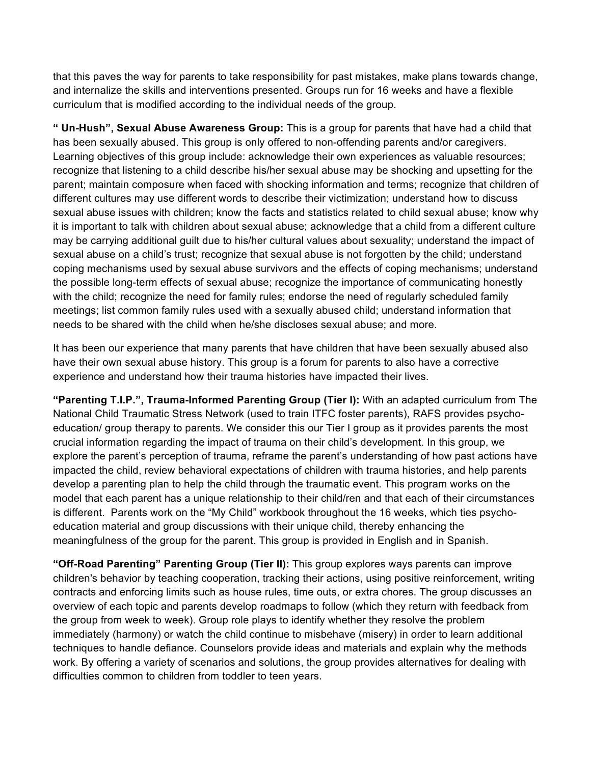that this paves the way for parents to take responsibility for past mistakes, make plans towards change, and internalize the skills and interventions presented. Groups run for 16 weeks and have a flexible curriculum that is modified according to the individual needs of the group.

**" Un-Hush", Sexual Abuse Awareness Group:** This is a group for parents that have had a child that has been sexually abused. This group is only offered to non-offending parents and/or caregivers. Learning objectives of this group include: acknowledge their own experiences as valuable resources; recognize that listening to a child describe his/her sexual abuse may be shocking and upsetting for the parent; maintain composure when faced with shocking information and terms; recognize that children of different cultures may use different words to describe their victimization; understand how to discuss sexual abuse issues with children; know the facts and statistics related to child sexual abuse; know why it is important to talk with children about sexual abuse; acknowledge that a child from a different culture may be carrying additional guilt due to his/her cultural values about sexuality; understand the impact of sexual abuse on a child's trust; recognize that sexual abuse is not forgotten by the child; understand coping mechanisms used by sexual abuse survivors and the effects of coping mechanisms; understand the possible long-term effects of sexual abuse; recognize the importance of communicating honestly with the child; recognize the need for family rules; endorse the need of regularly scheduled family meetings; list common family rules used with a sexually abused child; understand information that needs to be shared with the child when he/she discloses sexual abuse; and more.

It has been our experience that many parents that have children that have been sexually abused also have their own sexual abuse history. This group is a forum for parents to also have a corrective experience and understand how their trauma histories have impacted their lives.

**"Parenting T.I.P.", Trauma-Informed Parenting Group (Tier I):** With an adapted curriculum from The National Child Traumatic Stress Network (used to train ITFC foster parents), RAFS provides psycho-education/ group therapy to parents. We consider this our Tier I group as it provides parents the most crucial information regarding the impact of trauma on their child's development. In this group, we explore the parent's perception of trauma, reframe the parent's understanding of how past actions have impacted the child, review behavioral expectations of children with trauma histories, and help parents develop a parenting plan to help the child through the traumatic event. This program works on the model that each parent has a unique relationship to their child/ren and that each of their circumstances is different. Parents work on the "My Child" workbook throughout the 16 weeks, which ties psycho-education material and group discussions with their unique child, thereby enhancing the meaningfulness of the group for the parent. This group is provided in English and in Spanish.

**"Off-Road Parenting" Parenting Group (Tier II):** This group explores ways parents can improve children's behavior by teaching cooperation, tracking their actions, using positive reinforcement, writing contracts and enforcing limits such as house rules, time outs, or extra chores. The group discusses an overview of each topic and parents develop roadmaps to follow (which they return with feedback from the group from week to week). Group role plays to identify whether they resolve the problem immediately (harmony) or watch the child continue to misbehave (misery) in order to learn additional techniques to handle defiance. Counselors provide ideas and materials and explain why the methods work. By offering a variety of scenarios and solutions, the group provides alternatives for dealing with difficulties common to children from toddler to teen years.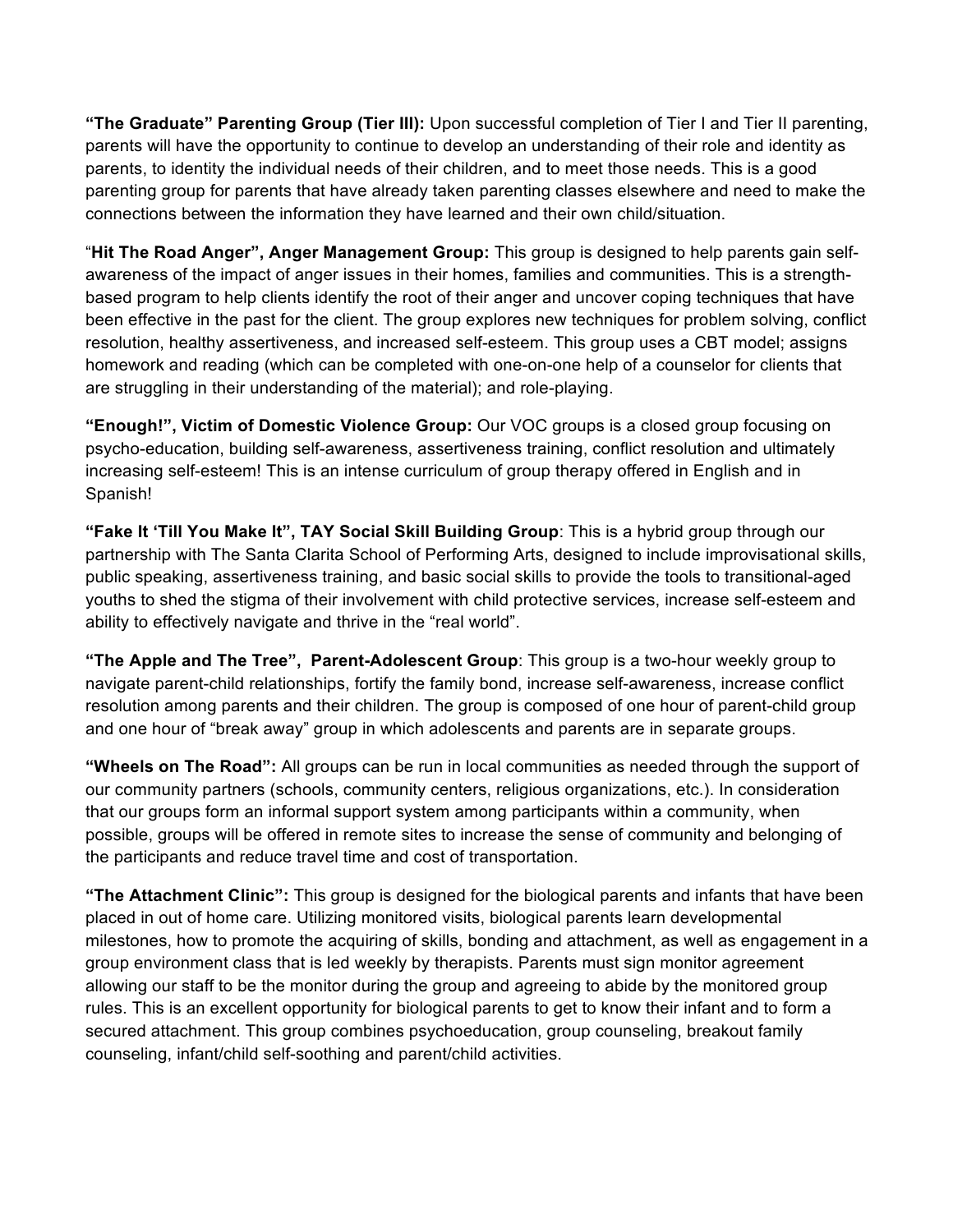**“The Graduate” Parenting Group (Tier III):** Upon successful completion of Tier I and Tier II parenting, parents will have the opportunity to continue to develop an understanding of their role and identity as parents, to identity the individual needs of their children, and to meet those needs. This is a good parenting group for parents that have already taken parenting classes elsewhere and need to make the connections between the information they have learned and their own child/situation.

“**Hit The Road Anger”, Anger Management Group:** This group is designed to help parents gain self-awareness of the impact of anger issues in their homes, families and communities. This is a strength-based program to help clients identify the root of their anger and uncover coping techniques that have been effective in the past for the client. The group explores new techniques for problem solving, conflict resolution, healthy assertiveness, and increased self-esteem. This group uses a CBT model; assigns homework and reading (which can be completed with one-on-one help of a counselor for clients that are struggling in their understanding of the material); and role-playing.

**“Enough!”, Victim of Domestic Violence Group:** Our VOC groups is a closed group focusing on psycho-education, building self-awareness, assertiveness training, conflict resolution and ultimately increasing self-esteem! This is an intense curriculum of group therapy offered in English and in Spanish!

**“Fake It ‘Till You Make It”, TAY Social Skill Building Group**: This is a hybrid group through our partnership with The Santa Clarita School of Performing Arts, designed to include improvisational skills, public speaking, assertiveness training, and basic social skills to provide the tools to transitional-aged youths to shed the stigma of their involvement with child protective services, increase self-esteem and ability to effectively navigate and thrive in the “real world”.

**“The Apple and The Tree”, Parent-Adolescent Group**: This group is a two-hour weekly group to navigate parent-child relationships, fortify the family bond, increase self-awareness, increase conflict resolution among parents and their children. The group is composed of one hour of parent-child group and one hour of “break away” group in which adolescents and parents are in separate groups.

**“Wheels on The Road”:** All groups can be run in local communities as needed through the support of our community partners (schools, community centers, religious organizations, etc.). In consideration that our groups form an informal support system among participants within a community, when possible, groups will be offered in remote sites to increase the sense of community and belonging of the participants and reduce travel time and cost of transportation.

**“The Attachment Clinic”:** This group is designed for the biological parents and infants that have been placed in out of home care. Utilizing monitored visits, biological parents learn developmental milestones, how to promote the acquiring of skills, bonding and attachment, as well as engagement in a group environment class that is led weekly by therapists. Parents must sign monitor agreement allowing our staff to be the monitor during the group and agreeing to abide by the monitored group rules. This is an excellent opportunity for biological parents to get to know their infant and to form a secured attachment. This group combines psychoeducation, group counseling, breakout family counseling, infant/child self-soothing and parent/child activities.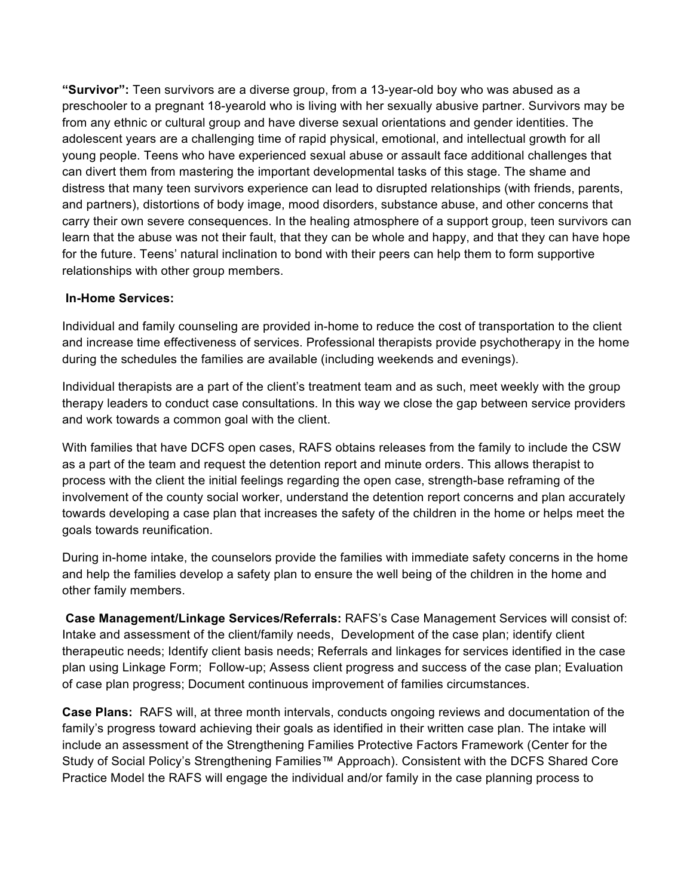**"Survivor":** Teen survivors are a diverse group, from a 13-year-old boy who was abused as a preschooler to a pregnant 18-yearold who is living with her sexually abusive partner. Survivors may be from any ethnic or cultural group and have diverse sexual orientations and gender identities. The adolescent years are a challenging time of rapid physical, emotional, and intellectual growth for all young people. Teens who have experienced sexual abuse or assault face additional challenges that can divert them from mastering the important developmental tasks of this stage. The shame and distress that many teen survivors experience can lead to disrupted relationships (with friends, parents, and partners), distortions of body image, mood disorders, substance abuse, and other concerns that carry their own severe consequences. In the healing atmosphere of a support group, teen survivors can learn that the abuse was not their fault, that they can be whole and happy, and that they can have hope for the future. Teens' natural inclination to bond with their peers can help them to form supportive relationships with other group members.

**In-Home Services:**

Individual and family counseling are provided in-home to reduce the cost of transportation to the client and increase time effectiveness of services. Professional therapists provide psychotherapy in the home during the schedules the families are available (including weekends and evenings).

Individual therapists are a part of the client's treatment team and as such, meet weekly with the group therapy leaders to conduct case consultations. In this way we close the gap between service providers and work towards a common goal with the client.

With families that have DCFS open cases, RAFS obtains releases from the family to include the CSW as a part of the team and request the detention report and minute orders. This allows therapist to process with the client the initial feelings regarding the open case, strength-base reframing of the involvement of the county social worker, understand the detention report concerns and plan accurately towards developing a case plan that increases the safety of the children in the home or helps meet the goals towards reunification.

During in-home intake, the counselors provide the families with immediate safety concerns in the home and help the families develop a safety plan to ensure the well being of the children in the home and other family members.

**Case Management/Linkage Services/Referrals:** RAFS's Case Management Services will consist of: Intake and assessment of the client/family needs, Development of the case plan; identify client therapeutic needs; Identify client basis needs; Referrals and linkages for services identified in the case plan using Linkage Form; Follow-up; Assess client progress and success of the case plan; Evaluation of case plan progress; Document continuous improvement of families circumstances.

**Case Plans:** RAFS will, at three month intervals, conducts ongoing reviews and documentation of the family's progress toward achieving their goals as identified in their written case plan. The intake will include an assessment of the Strengthening Families Protective Factors Framework (Center for the Study of Social Policy's Strengthening Families™ Approach). Consistent with the DCFS Shared Core Practice Model the RAFS will engage the individual and/or family in the case planning process to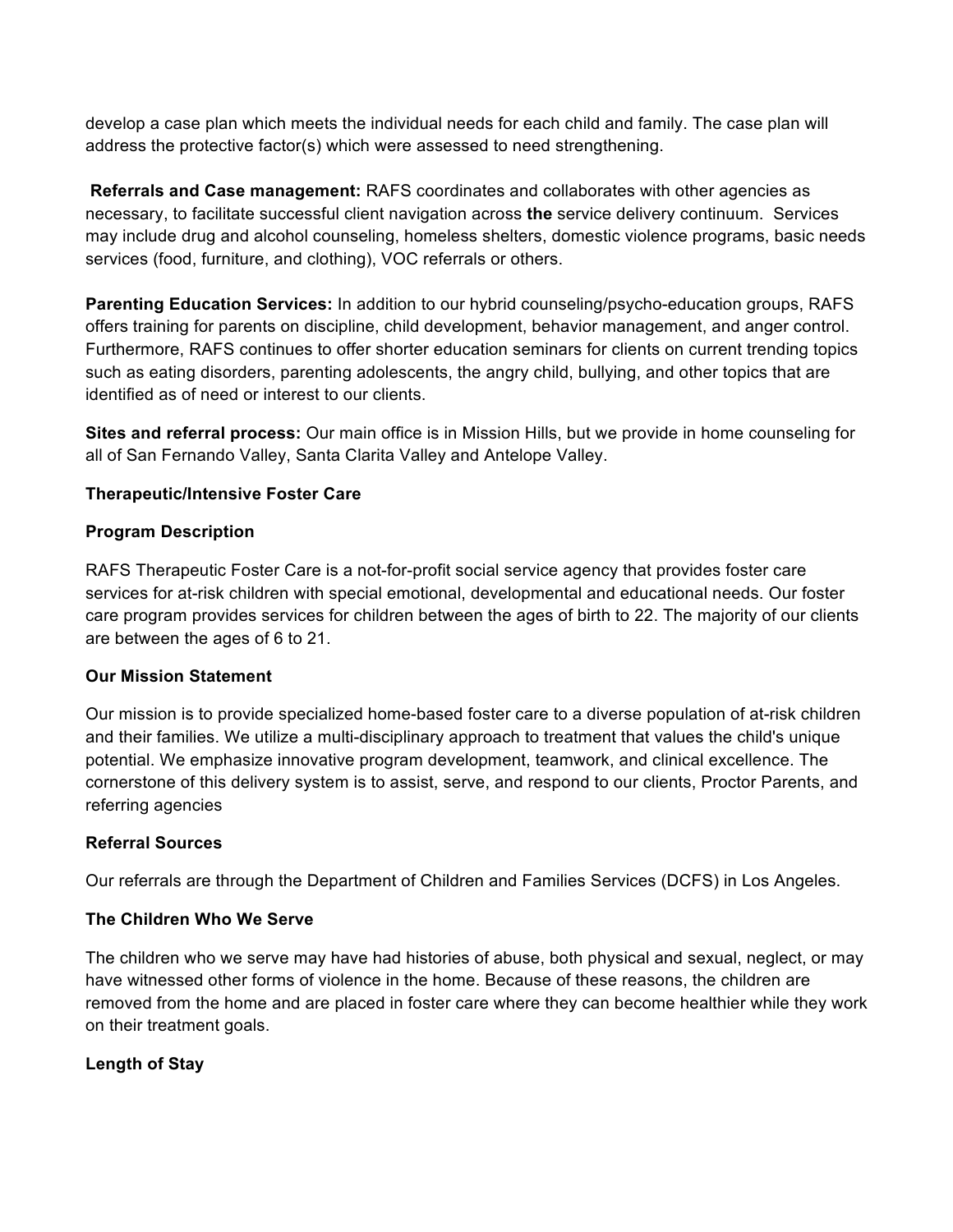develop a case plan which meets the individual needs for each child and family. The case plan will address the protective factor(s) which were assessed to need strengthening.

**Referrals and Case management:** RAFS coordinates and collaborates with other agencies as necessary, to facilitate successful client navigation across **the** service delivery continuum. Services may include drug and alcohol counseling, homeless shelters, domestic violence programs, basic needs services (food, furniture, and clothing), VOC referrals or others.

**Parenting Education Services:** In addition to our hybrid counseling/psycho-education groups, RAFS offers training for parents on discipline, child development, behavior management, and anger control. Furthermore, RAFS continues to offer shorter education seminars for clients on current trending topics such as eating disorders, parenting adolescents, the angry child, bullying, and other topics that are identified as of need or interest to our clients.

**Sites and referral process:** Our main office is in Mission Hills, but we provide in home counseling for all of San Fernando Valley, Santa Clarita Valley and Antelope Valley.

**Therapeutic/Intensive Foster Care**

**Program Description**

RAFS Therapeutic Foster Care is a not-for-profit social service agency that provides foster care services for at-risk children with special emotional, developmental and educational needs. Our foster care program provides services for children between the ages of birth to 22. The majority of our clients are between the ages of 6 to 21.

**Our Mission Statement**

Our mission is to provide specialized home-based foster care to a diverse population of at-risk children and their families. We utilize a multi-disciplinary approach to treatment that values the child's unique potential. We emphasize innovative program development, teamwork, and clinical excellence. The cornerstone of this delivery system is to assist, serve, and respond to our clients, Proctor Parents, and referring agencies

**Referral Sources**

Our referrals are through the Department of Children and Families Services (DCFS) in Los Angeles.

**The Children Who We Serve**

The children who we serve may have had histories of abuse, both physical and sexual, neglect, or may have witnessed other forms of violence in the home. Because of these reasons, the children are removed from the home and are placed in foster care where they can become healthier while they work on their treatment goals.

**Length of Stay**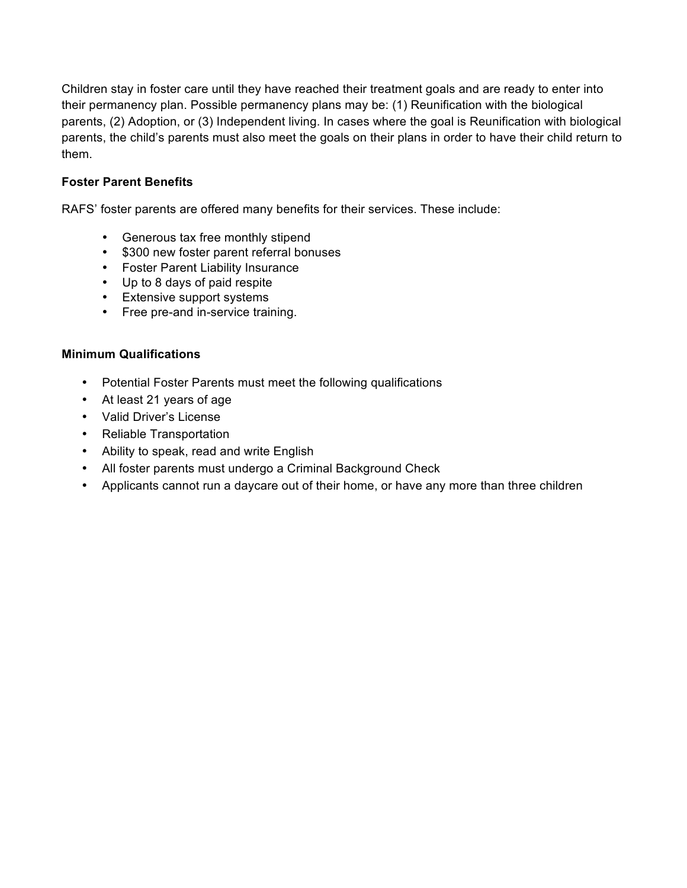Children stay in foster care until they have reached their treatment goals and are ready to enter into their permanency plan. Possible permanency plans may be: (1) Reunification with the biological parents, (2) Adoption, or (3) Independent living. In cases where the goal is Reunification with biological parents, the child's parents must also meet the goals on their plans in order to have their child return to them.

**Foster Parent Benefits**

RAFS' foster parents are offered many benefits for their services. These include:

- Generous tax free monthly stipend
- $300 new foster parent referral bonuses
- Foster Parent Liability Insurance
- Up to 8 days of paid respite
- Extensive support systems
- Free pre-and in-service training.

**Minimum Qualifications**

- Potential Foster Parents must meet the following qualifications
- At least 21 years of age
- Valid Driver's License
- Reliable Transportation
- Ability to speak, read and write English
- All foster parents must undergo a Criminal Background Check
- Applicants cannot run a daycare out of their home, or have any more than three children